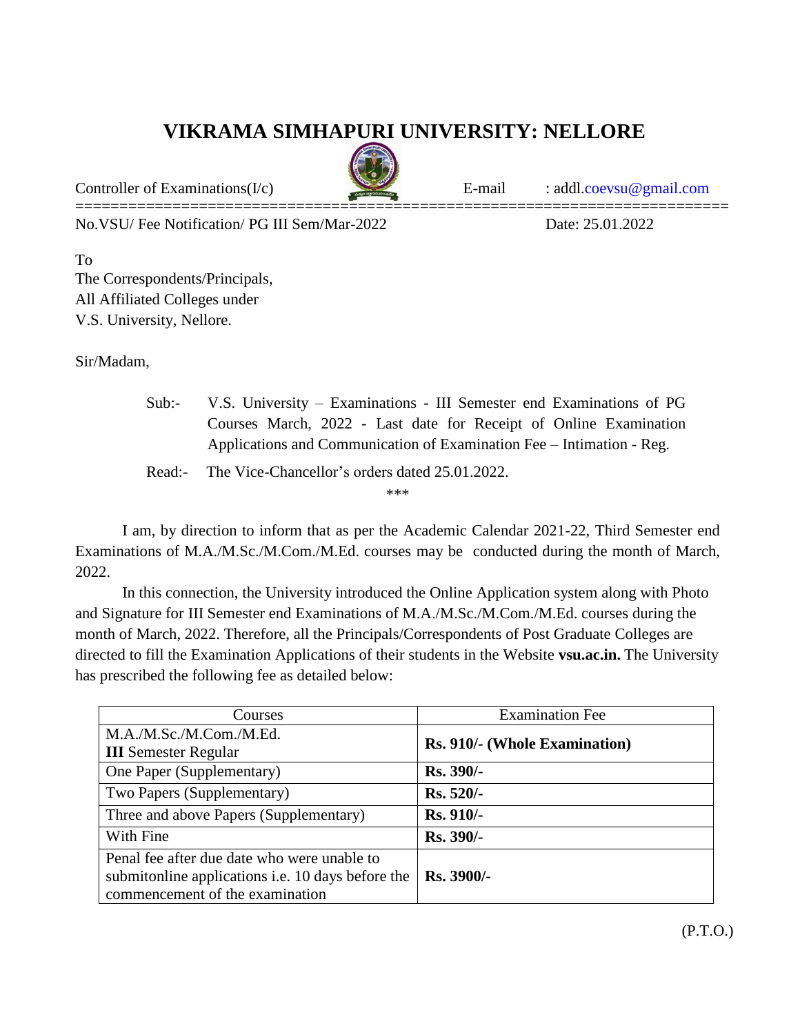# VIKRAMA SIMHAPURI UNIVERSITY: NELLORE

Controller of Examinations(I/c) E-mail : addl.coevsu@gmail.com

No.VSU/ Fee Notification/ PG III Sem/Mar-2022 Date: 25.01.2022

To
The Correspondents/Principals,
All Affiliated Colleges under
V.S. University, Nellore.

Sir/Madam,

Sub:- V.S. University – Examinations - III Semester end Examinations of PG Courses March, 2022 - Last date for Receipt of Online Examination Applications and Communication of Examination Fee – Intimation - Reg.

Read:- The Vice-Chancellor's orders dated 25.01.2022.

\*\*\*

I am, by direction to inform that as per the Academic Calendar 2021-22, Third Semester end Examinations of M.A./M.Sc./M.Com./M.Ed. courses may be conducted during the month of March, 2022.

In this connection, the University introduced the Online Application system along with Photo and Signature for III Semester end Examinations of M.A./M.Sc./M.Com./M.Ed. courses during the month of March, 2022. Therefore, all the Principals/Correspondents of Post Graduate Colleges are directed to fill the Examination Applications of their students in the Website **vsu.ac.in.** The University has prescribed the following fee as detailed below:

| Courses | Examination Fee |
|---|---|
| M.A./M.Sc./M.Com./M.Ed. **III** Semester Regular | **Rs. 910/- (Whole Examination)** |
| One Paper (Supplementary) | **Rs. 390/-** |
| Two Papers (Supplementary) | **Rs. 520/-** |
| Three and above Papers (Supplementary) | **Rs. 910/-** |
| With Fine | **Rs. 390/-** |
| Penal fee after due date who were unable to submitonline applications i.e. 10 days before the commencement of the examination | **Rs. 3900/-** |

(P.T.O.)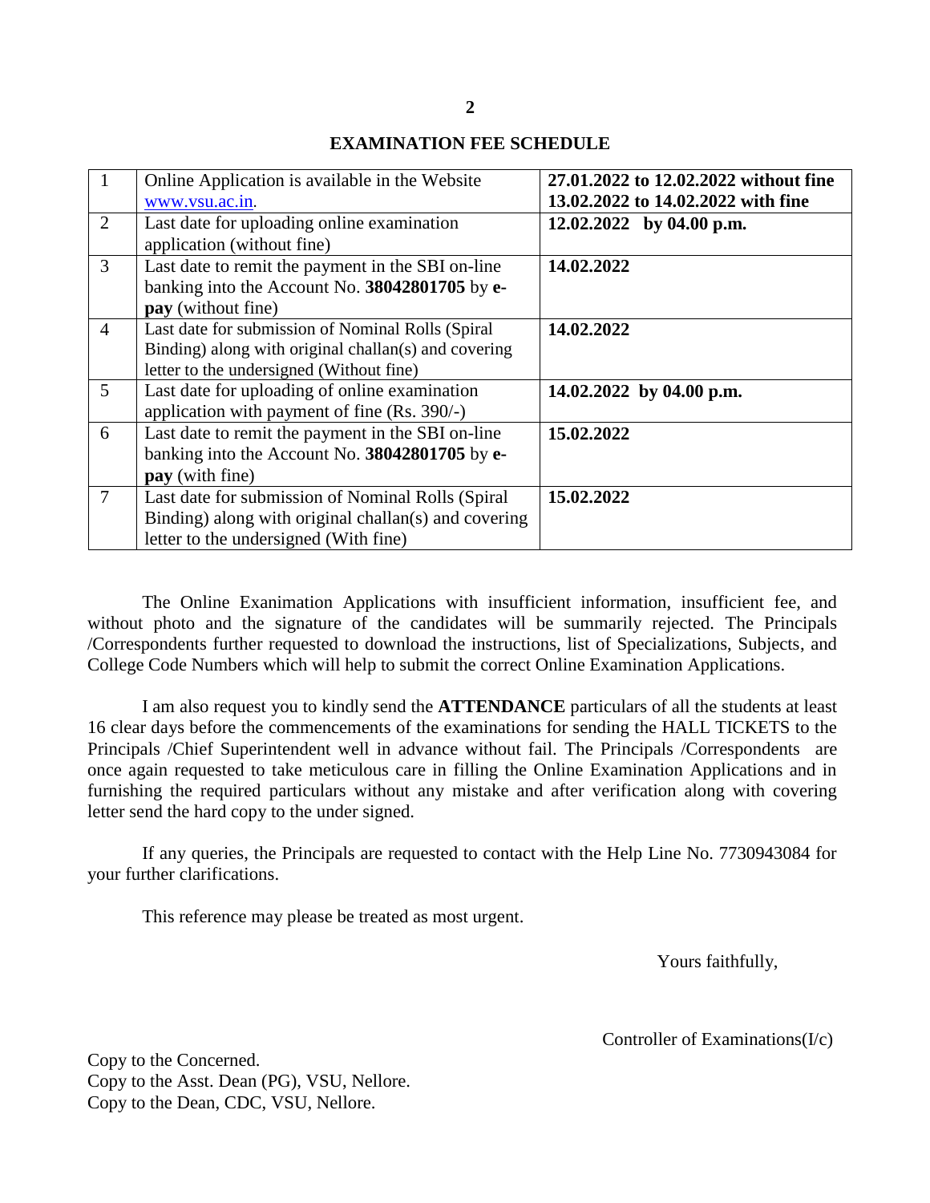## EXAMINATION FEE SCHEDULE

| | | |
|---|---|---|
| 1 | Online Application is available in the Website www.vsu.ac.in. | **27.01.2022 to 12.02.2022 without fine**<br>**13.02.2022 to 14.02.2022 with fine** |
| 2 | Last date for uploading online examination application (without fine) | **12.02.2022 by 04.00 p.m.** |
| 3 | Last date to remit the payment in the SBI on-line banking into the Account No. **38042801705** by **e-pay** (without fine) | **14.02.2022** |
| 4 | Last date for submission of Nominal Rolls (Spiral Binding) along with original challan(s) and covering letter to the undersigned (Without fine) | **14.02.2022** |
| 5 | Last date for uploading of online examination application with payment of fine (Rs. 390/-) | **14.02.2022 by 04.00 p.m.** |
| 6 | Last date to remit the payment in the SBI on-line banking into the Account No. **38042801705** by **e-pay** (with fine) | **15.02.2022** |
| 7 | Last date for submission of Nominal Rolls (Spiral Binding) along with original challan(s) and covering letter to the undersigned (With fine) | **15.02.2022** |

The Online Examination Applications with insufficient information, insufficient fee, and without photo and the signature of the candidates will be summarily rejected. The Principals /Correspondents further requested to download the instructions, list of Specializations, Subjects, and College Code Numbers which will help to submit the correct Online Examination Applications.

I am also request you to kindly send the **ATTENDANCE** particulars of all the students at least 16 clear days before the commencements of the examinations for sending the HALL TICKETS to the Principals /Chief Superintendent well in advance without fail. The Principals /Correspondents are once again requested to take meticulous care in filling the Online Examination Applications and in furnishing the required particulars without any mistake and after verification along with covering letter send the hard copy to the under signed.

If any queries, the Principals are requested to contact with the Help Line No. 7730943084 for your further clarifications.

This reference may please be treated as most urgent.

Yours faithfully,

Controller of Examinations(I/c)

Copy to the Concerned.
Copy to the Asst. Dean (PG), VSU, Nellore.
Copy to the Dean, CDC, VSU, Nellore.